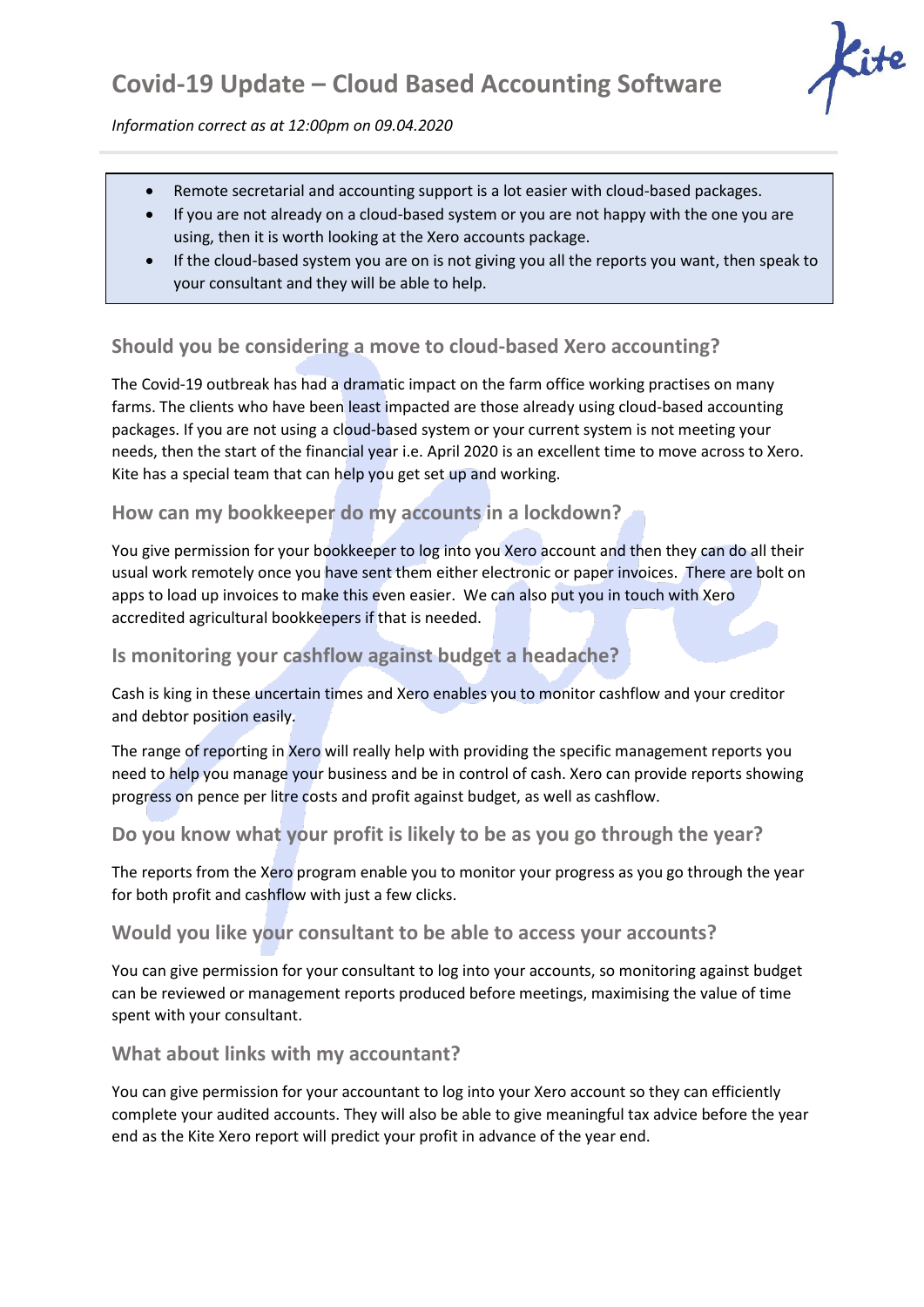# Covid-19 Update – Cloud Based Accounting Software

*Information correct as at 12:00pm on 09.04.2020*

- Remote secretarial and accounting support is a lot easier with cloud-based packages.
- If you are not already on a cloud-based system or you are not happy with the one you are using, then it is worth looking at the Xero accounts package.
- If the cloud-based system you are on is not giving you all the reports you want, then speak to your consultant and they will be able to help.

## Should you be considering a move to cloud-based Xero accounting?

The Covid-19 outbreak has had a dramatic impact on the farm office working practises on many farms. The clients who have been least impacted are those already using cloud-based accounting packages. If you are not using a cloud-based system or your current system is not meeting your needs, then the start of the financial year i.e. April 2020 is an excellent time to move across to Xero. Kite has a special team that can help you get set up and working.

## How can my bookkeeper do my accounts in a lockdown?

You give permission for your bookkeeper to log into you Xero account and then they can do all their usual work remotely once you have sent them either electronic or paper invoices. There are bolt on apps to load up invoices to make this even easier. We can also put you in touch with Xero accredited agricultural bookkeepers if that is needed.

## Is monitoring your cashflow against budget a headache?

Cash is king in these uncertain times and Xero enables you to monitor cashflow and your creditor and debtor position easily.

The range of reporting in Xero will really help with providing the specific management reports you need to help you manage your business and be in control of cash. Xero can provide reports showing progress on pence per litre costs and profit against budget, as well as cashflow.

## Do you know what your profit is likely to be as you go through the year?

The reports from the Xero program enable you to monitor your progress as you go through the year for both profit and cashflow with just a few clicks.

## Would you like your consultant to be able to access your accounts?

You can give permission for your consultant to log into your accounts, so monitoring against budget can be reviewed or management reports produced before meetings, maximising the value of time spent with your consultant.

## What about links with my accountant?

You can give permission for your accountant to log into your Xero account so they can efficiently complete your audited accounts. They will also be able to give meaningful tax advice before the year end as the Kite Xero report will predict your profit in advance of the year end.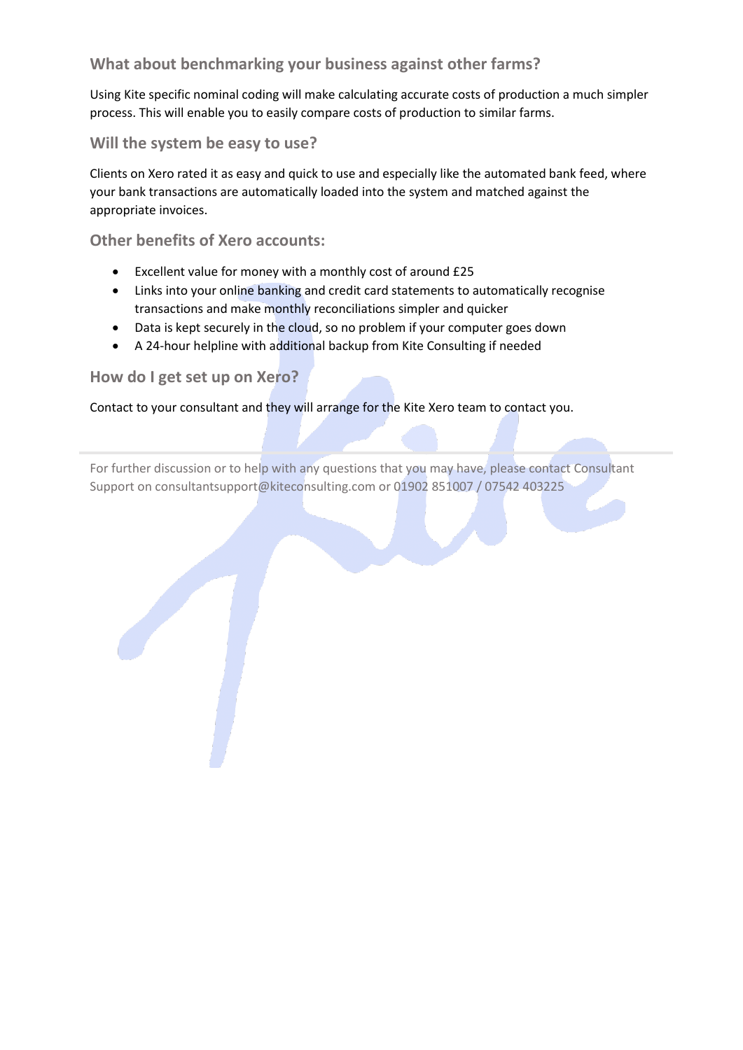## What about benchmarking your business against other farms?

Using Kite specific nominal coding will make calculating accurate costs of production a much simpler process. This will enable you to easily compare costs of production to similar farms.

## Will the system be easy to use?

Clients on Xero rated it as easy and quick to use and especially like the automated bank feed, where your bank transactions are automatically loaded into the system and matched against the appropriate invoices.

## Other benefits of Xero accounts:

- Excellent value for money with a monthly cost of around £25
- Links into your online banking and credit card statements to automatically recognise transactions and make monthly reconciliations simpler and quicker
- Data is kept securely in the cloud, so no problem if your computer goes down
- A 24-hour helpline with additional backup from Kite Consulting if needed

## How do I get set up on Xero?

Contact to your consultant and they will arrange for the Kite Xero team to contact you.

---

For further discussion or to help with any questions that you may have, please contact Consultant Support on consultantsupport@kiteconsulting.com or 01902 851007 / 07542 403225